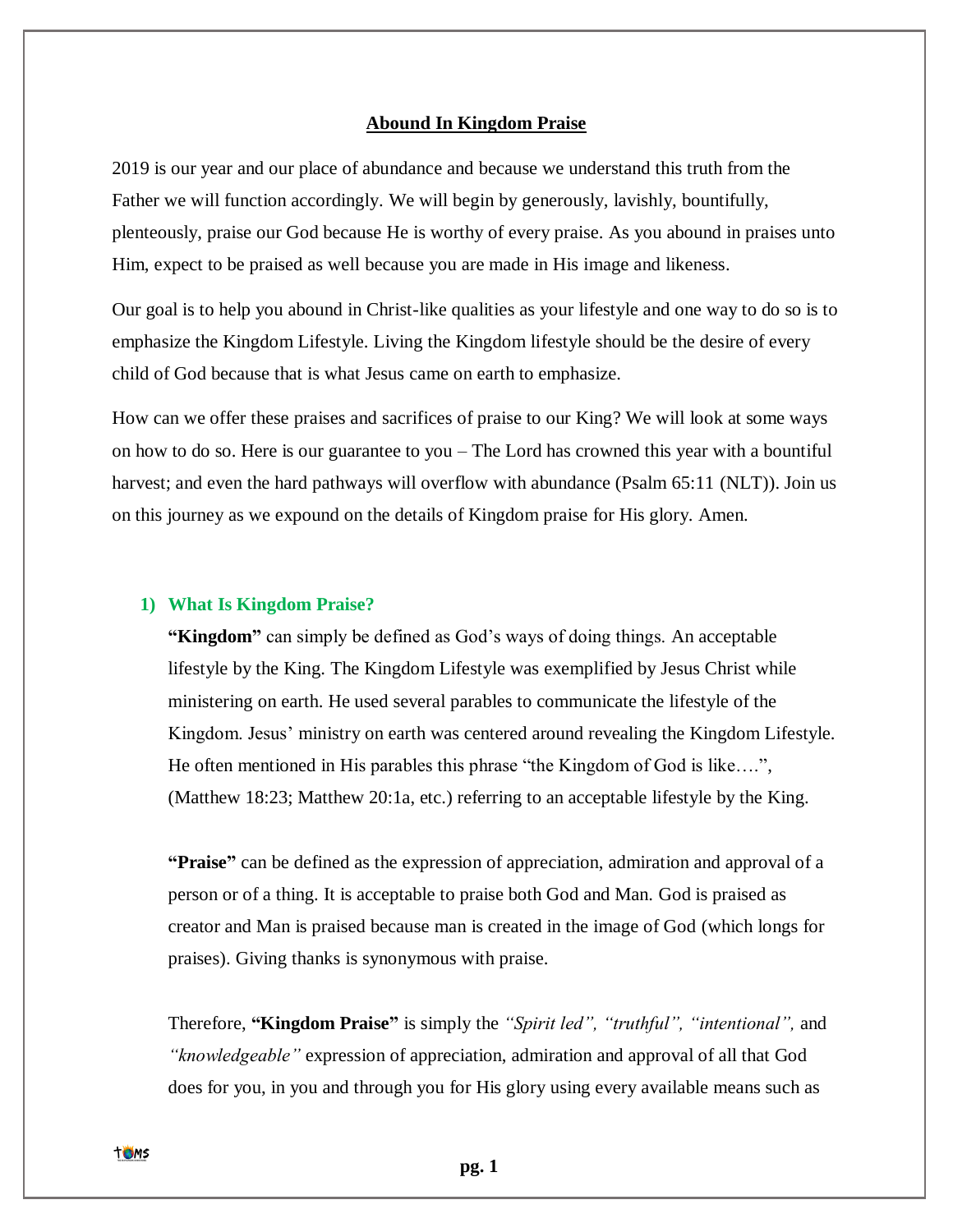# Abound In Kingdom Praise

2019 is our year and our place of abundance and because we understand this truth from the Father we will function accordingly. We will begin by generously, lavishly, bountifully, plenteously, praise our God because He is worthy of every praise. As you abound in praises unto Him, expect to be praised as well because you are made in His image and likeness.

Our goal is to help you abound in Christ-like qualities as your lifestyle and one way to do so is to emphasize the Kingdom Lifestyle. Living the Kingdom lifestyle should be the desire of every child of God because that is what Jesus came on earth to emphasize.

How can we offer these praises and sacrifices of praise to our King? We will look at some ways on how to do so. Here is our guarantee to you – The Lord has crowned this year with a bountiful harvest; and even the hard pathways will overflow with abundance (Psalm 65:11 (NLT)). Join us on this journey as we expound on the details of Kingdom praise for His glory. Amen.

## 1) What Is Kingdom Praise?

**"Kingdom"** can simply be defined as God's ways of doing things. An acceptable lifestyle by the King. The Kingdom Lifestyle was exemplified by Jesus Christ while ministering on earth. He used several parables to communicate the lifestyle of the Kingdom. Jesus' ministry on earth was centered around revealing the Kingdom Lifestyle. He often mentioned in His parables this phrase "the Kingdom of God is like….", (Matthew 18:23; Matthew 20:1a, etc.) referring to an acceptable lifestyle by the King.

**"Praise"** can be defined as the expression of appreciation, admiration and approval of a person or of a thing. It is acceptable to praise both God and Man. God is praised as creator and Man is praised because man is created in the image of God (which longs for praises). Giving thanks is synonymous with praise.

Therefore, **"Kingdom Praise"** is simply the *"Spirit led", "truthful", "intentional",* and *"knowledgeable"* expression of appreciation, admiration and approval of all that God does for you, in you and through you for His glory using every available means such as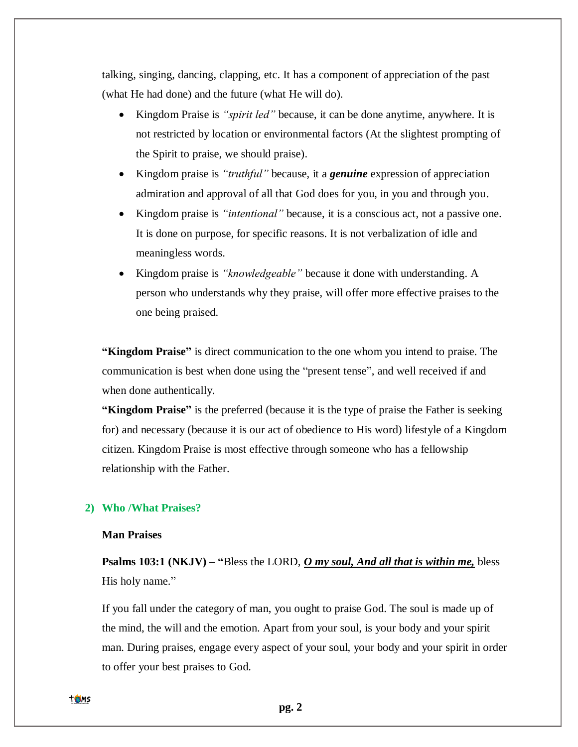talking, singing, dancing, clapping, etc. It has a component of appreciation of the past (what He had done) and the future (what He will do).

- Kingdom Praise is *"spirit led"* because, it can be done anytime, anywhere. It is not restricted by location or environmental factors (At the slightest prompting of the Spirit to praise, we should praise).
- Kingdom praise is *"truthful"* because, it a ***genuine*** expression of appreciation admiration and approval of all that God does for you, in you and through you.
- Kingdom praise is *"intentional"* because, it is a conscious act, not a passive one. It is done on purpose, for specific reasons. It is not verbalization of idle and meaningless words.
- Kingdom praise is *"knowledgeable"* because it done with understanding. A person who understands why they praise, will offer more effective praises to the one being praised.

**"Kingdom Praise"** is direct communication to the one whom you intend to praise. The communication is best when done using the "present tense", and well received if and when done authentically.

**"Kingdom Praise"** is the preferred (because it is the type of praise the Father is seeking for) and necessary (because it is our act of obedience to His word) lifestyle of a Kingdom citizen. Kingdom Praise is most effective through someone who has a fellowship relationship with the Father.

## 2) Who /What Praises?

**Man Praises**

**Psalms 103:1 (NKJV) – "**Bless the LORD, <u>***O my soul, And all that is within me,***</u> bless His holy name."

If you fall under the category of man, you ought to praise God. The soul is made up of the mind, the will and the emotion. Apart from your soul, is your body and your spirit man. During praises, engage every aspect of your soul, your body and your spirit in order to offer your best praises to God.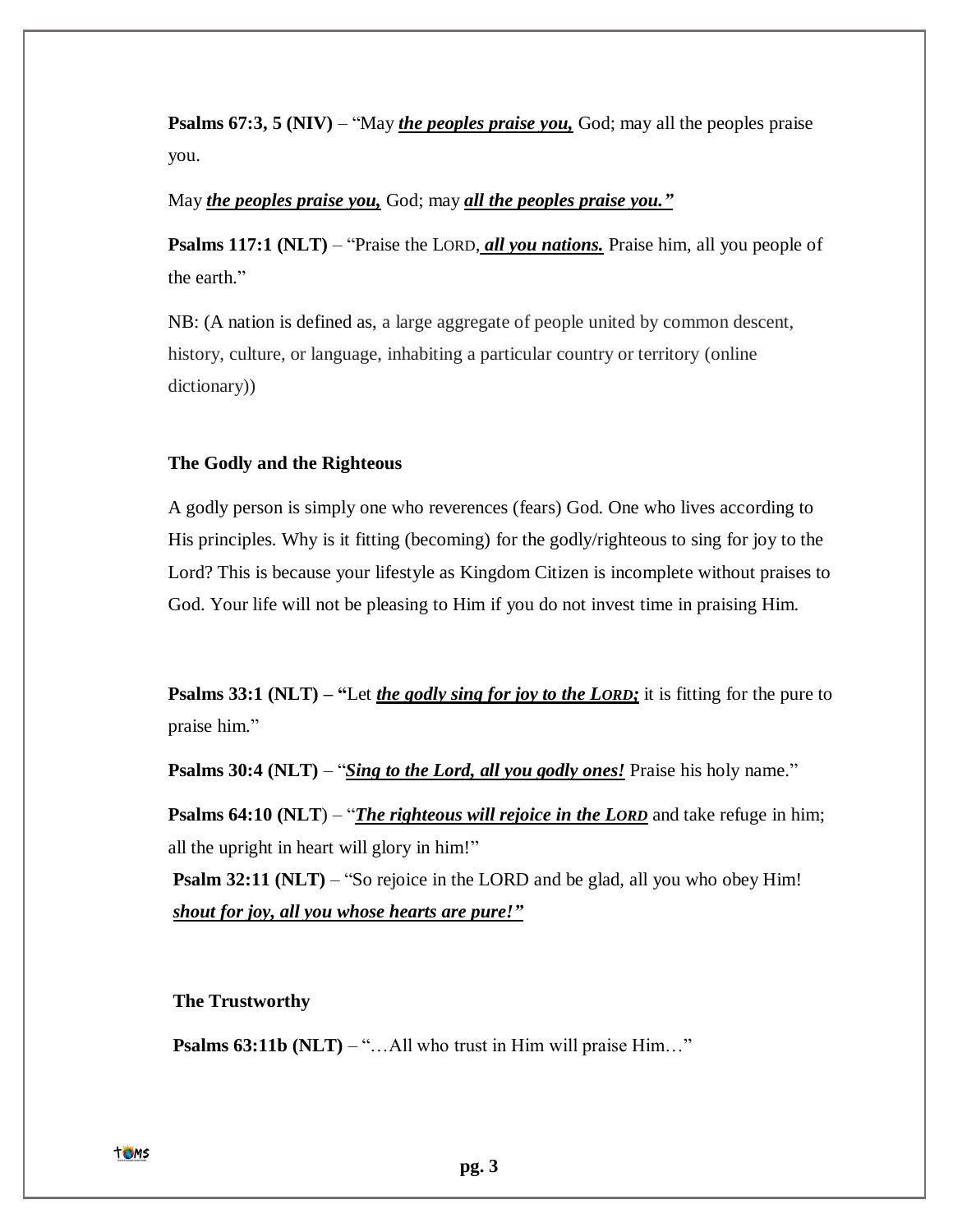**Psalms 67:3, 5 (NIV)** – "May ***the peoples praise you,*** God; may all the peoples praise you.

May ***the peoples praise you,*** God; may ***all the peoples praise you."***

**Psalms 117:1 (NLT)** – "Praise the LORD, ***all you nations.*** Praise him, all you people of the earth."

NB: (A nation is defined as, a large aggregate of people united by common descent, history, culture, or language, inhabiting a particular country or territory (online dictionary))

**The Godly and the Righteous**

A godly person is simply one who reverences (fears) God. One who lives according to His principles. Why is it fitting (becoming) for the godly/righteous to sing for joy to the Lord? This is because your lifestyle as Kingdom Citizen is incomplete without praises to God. Your life will not be pleasing to Him if you do not invest time in praising Him.

**Psalms 33:1 (NLT) – "**Let ***the godly sing for joy to the LORD;*** it is fitting for the pure to praise him."

**Psalms 30:4 (NLT)** – "***Sing to the Lord, all you godly ones!*** Praise his holy name."

**Psalms 64:10 (NLT)** – "***The righteous will rejoice in the LORD*** and take refuge in him; all the upright in heart will glory in him!"

**Psalm 32:11 (NLT)** – "So rejoice in the LORD and be glad, all you who obey Him! ***shout for joy, all you whose hearts are pure!"***

**The Trustworthy**

**Psalms 63:11b (NLT)** – "…All who trust in Him will praise Him…"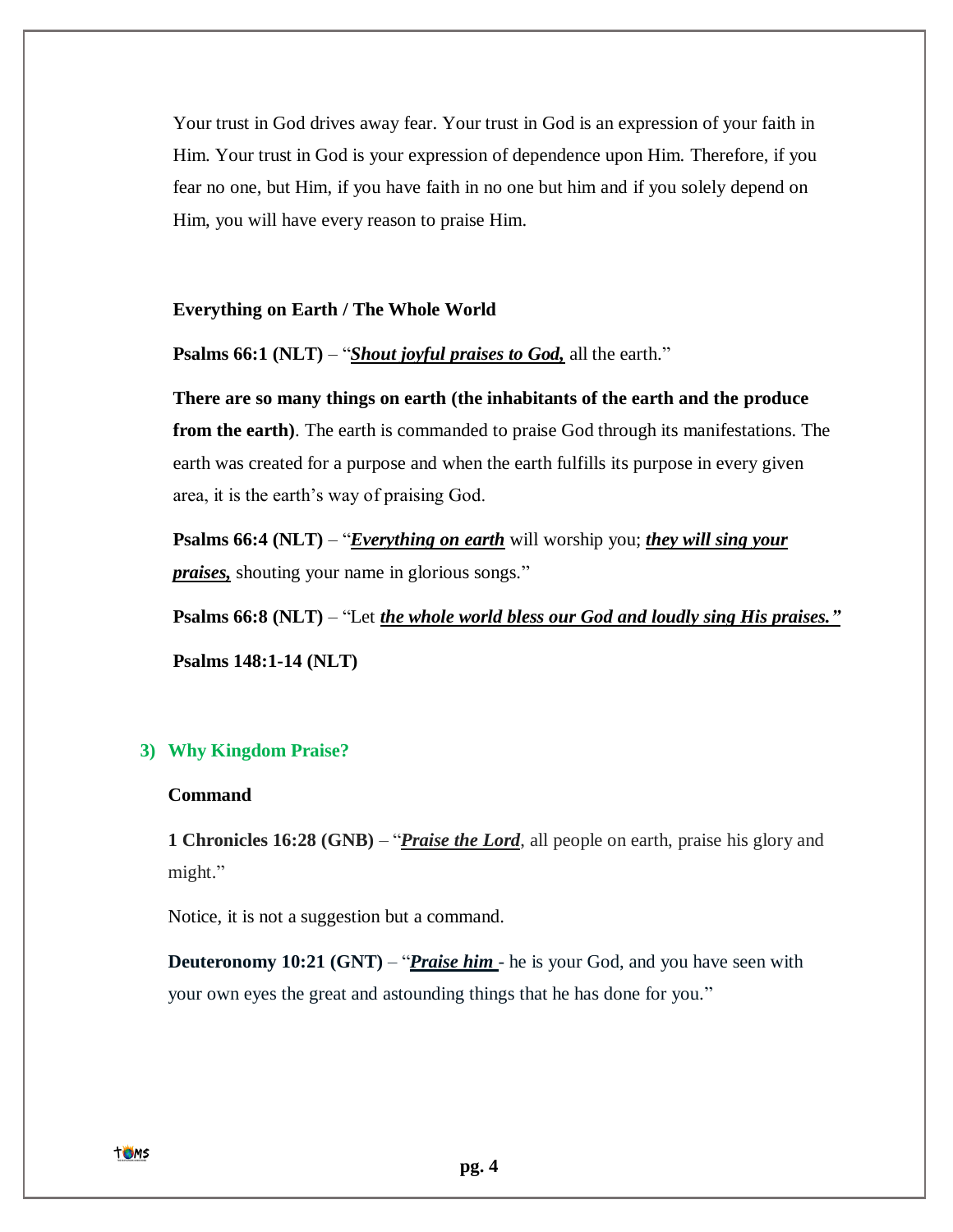Your trust in God drives away fear. Your trust in God is an expression of your faith in Him. Your trust in God is your expression of dependence upon Him. Therefore, if you fear no one, but Him, if you have faith in no one but him and if you solely depend on Him, you will have every reason to praise Him.

**Everything on Earth / The Whole World**

**Psalms 66:1 (NLT)** – "***Shout joyful praises to God,*** all the earth."

**There are so many things on earth (the inhabitants of the earth and the produce from the earth)**. The earth is commanded to praise God through its manifestations. The earth was created for a purpose and when the earth fulfills its purpose in every given area, it is the earth's way of praising God.

**Psalms 66:4 (NLT)** – "***Everything on earth*** will worship you; ***they will sing your praises,*** shouting your name in glorious songs."

**Psalms 66:8 (NLT)** – "Let ***the whole world bless our God and loudly sing His praises."***

**Psalms 148:1-14 (NLT)**

## 3) Why Kingdom Praise?

**Command**

**1 Chronicles 16:28 (GNB)** – "***Praise the Lord***, all people on earth, praise his glory and might."

Notice, it is not a suggestion but a command.

**Deuteronomy 10:21 (GNT)** – "***Praise him*** - he is your God, and you have seen with your own eyes the great and astounding things that he has done for you."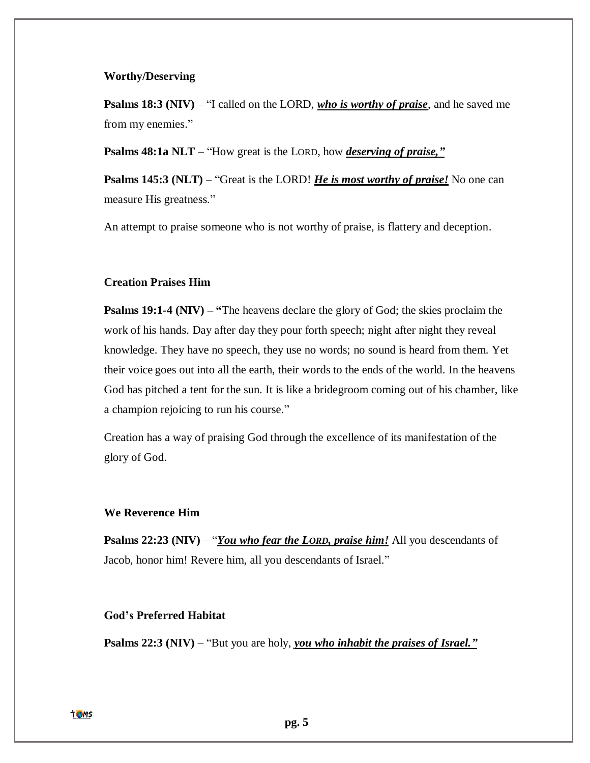**Worthy/Deserving**

**Psalms 18:3 (NIV)** – "I called on the LORD, ***who is worthy of praise***, and he saved me from my enemies."

**Psalms 48:1a NLT** – "How great is the LORD, how ***deserving of praise,"***

**Psalms 145:3 (NLT)** – "Great is the LORD! ***He is most worthy of praise!*** No one can measure His greatness."

An attempt to praise someone who is not worthy of praise, is flattery and deception.

**Creation Praises Him**

**Psalms 19:1-4 (NIV) – "**The heavens declare the glory of God; the skies proclaim the work of his hands. Day after day they pour forth speech; night after night they reveal knowledge. They have no speech, they use no words; no sound is heard from them. Yet their voice goes out into all the earth, their words to the ends of the world. In the heavens God has pitched a tent for the sun. It is like a bridegroom coming out of his chamber, like a champion rejoicing to run his course."

Creation has a way of praising God through the excellence of its manifestation of the glory of God.

**We Reverence Him**

**Psalms 22:23 (NIV)** – "***You who fear the LORD, praise him!*** All you descendants of Jacob, honor him! Revere him, all you descendants of Israel."

**God's Preferred Habitat**

**Psalms 22:3 (NIV)** – "But you are holy, ***you who inhabit the praises of Israel."***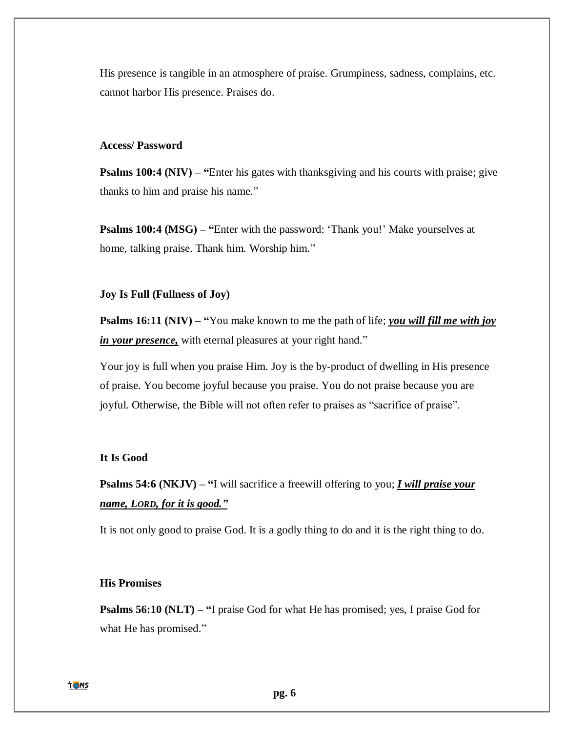His presence is tangible in an atmosphere of praise. Grumpiness, sadness, complains, etc. cannot harbor His presence. Praises do.

**Access/ Password**

**Psalms 100:4 (NIV) – "**Enter his gates with thanksgiving and his courts with praise; give thanks to him and praise his name."

**Psalms 100:4 (MSG) – "**Enter with the password: 'Thank you!' Make yourselves at home, talking praise. Thank him. Worship him."

**Joy Is Full (Fullness of Joy)**

**Psalms 16:11 (NIV) – "**You make known to me the path of life; ***<u>you will fill me with joy in your presence,</u>*** with eternal pleasures at your right hand."

Your joy is full when you praise Him. Joy is the by-product of dwelling in His presence of praise. You become joyful because you praise. You do not praise because you are joyful. Otherwise, the Bible will not often refer to praises as "sacrifice of praise".

**It Is Good**

**Psalms 54:6 (NKJV) – "**I will sacrifice a freewill offering to you; ***<u>I will praise your name, LORD, for it is good."</u>***

It is not only good to praise God. It is a godly thing to do and it is the right thing to do.

**His Promises**

**Psalms 56:10 (NLT) – "**I praise God for what He has promised; yes, I praise God for what He has promised."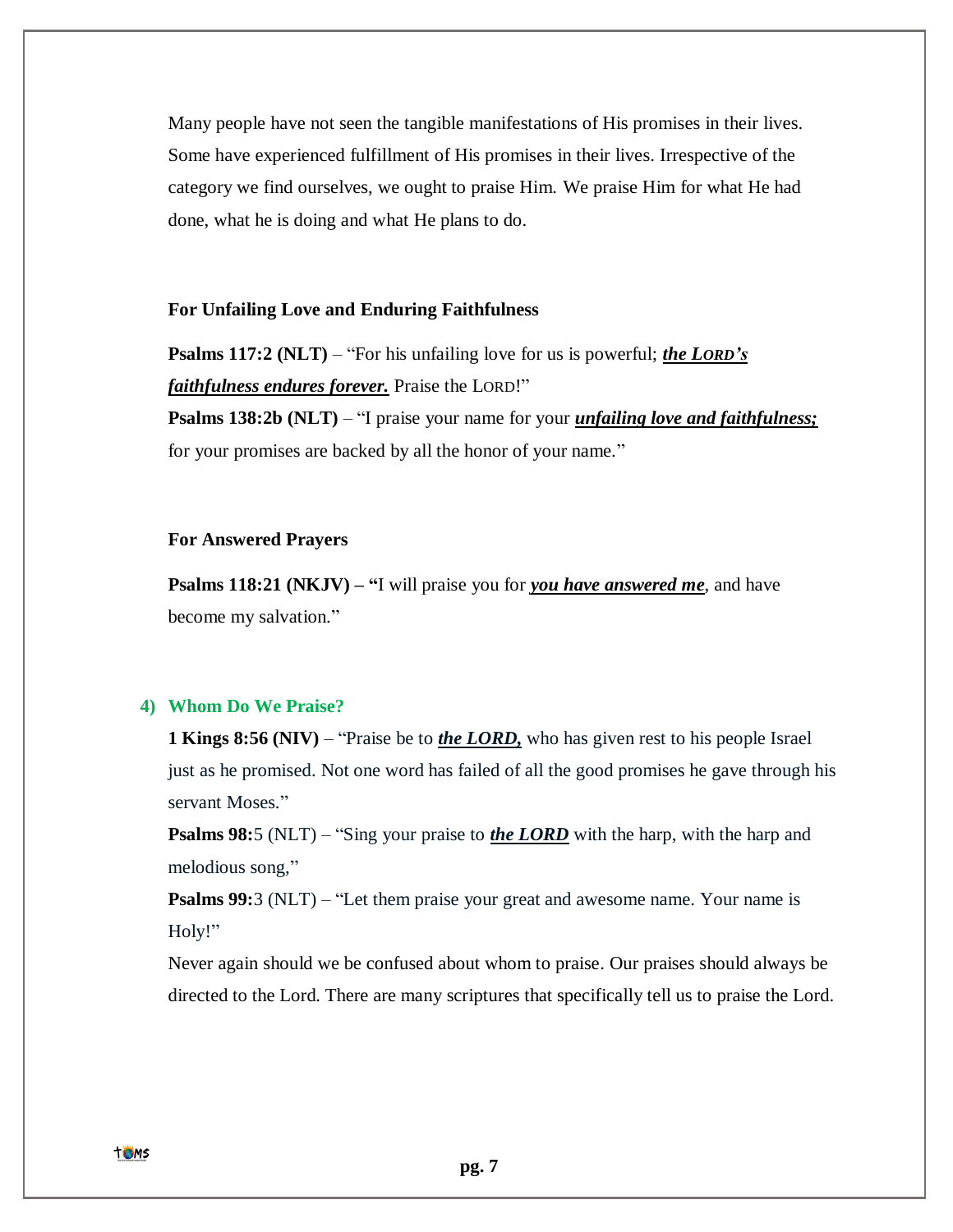Many people have not seen the tangible manifestations of His promises in their lives. Some have experienced fulfillment of His promises in their lives. Irrespective of the category we find ourselves, we ought to praise Him. We praise Him for what He had done, what he is doing and what He plans to do.

**For Unfailing Love and Enduring Faithfulness**

**Psalms 117:2 (NLT)** – "For his unfailing love for us is powerful; ***the LORD's faithfulness endures forever.*** Praise the LORD!"
**Psalms 138:2b (NLT)** – "I praise your name for your ***unfailing love and faithfulness;*** for your promises are backed by all the honor of your name."

**For Answered Prayers**

**Psalms 118:21 (NKJV) – "**I will praise you for ***you have answered me***, and have become my salvation."

## 4) Whom Do We Praise?

**1 Kings 8:56 (NIV)** – "Praise be to ***the LORD,*** who has given rest to his people Israel just as he promised. Not one word has failed of all the good promises he gave through his servant Moses."
**Psalms 98:**5 (NLT) – "Sing your praise to ***the LORD*** with the harp, with the harp and melodious song,"
**Psalms 99:**3 (NLT) – "Let them praise your great and awesome name. Your name is Holy!"
Never again should we be confused about whom to praise. Our praises should always be directed to the Lord. There are many scriptures that specifically tell us to praise the Lord.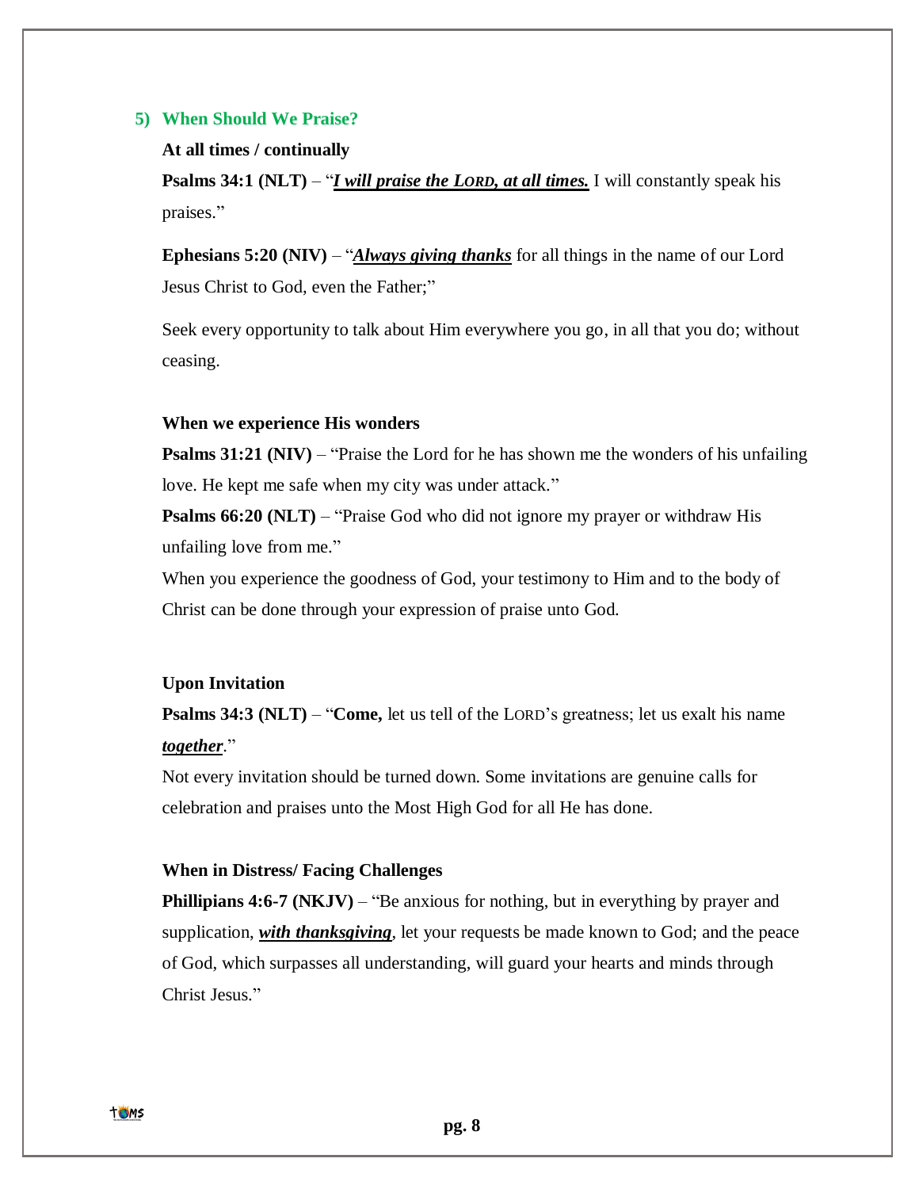### 5) When Should We Praise?

**At all times / continually**

**Psalms 34:1 (NLT)** – "***I will praise the LORD, at all times.*** I will constantly speak his praises."

**Ephesians 5:20 (NIV)** – "***Always giving thanks*** for all things in the name of our Lord Jesus Christ to God, even the Father;"

Seek every opportunity to talk about Him everywhere you go, in all that you do; without ceasing.

**When we experience His wonders**

**Psalms 31:21 (NIV)** – "Praise the Lord for he has shown me the wonders of his unfailing love. He kept me safe when my city was under attack."

**Psalms 66:20 (NLT)** – "Praise God who did not ignore my prayer or withdraw His unfailing love from me."

When you experience the goodness of God, your testimony to Him and to the body of Christ can be done through your expression of praise unto God.

**Upon Invitation**

**Psalms 34:3 (NLT)** – "**Come,** let us tell of the LORD's greatness; let us exalt his name ***together***."

Not every invitation should be turned down. Some invitations are genuine calls for celebration and praises unto the Most High God for all He has done.

**When in Distress/ Facing Challenges**

**Phillipians 4:6-7 (NKJV)** – "Be anxious for nothing, but in everything by prayer and supplication, ***with thanksgiving***, let your requests be made known to God; and the peace of God, which surpasses all understanding, will guard your hearts and minds through Christ Jesus."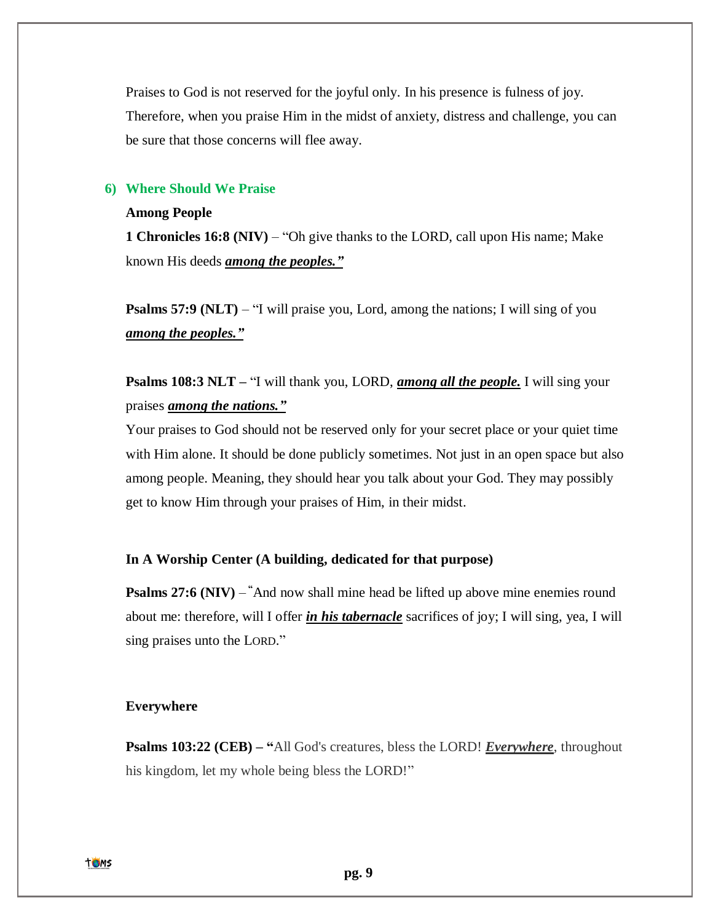Praises to God is not reserved for the joyful only. In his presence is fulness of joy. Therefore, when you praise Him in the midst of anxiety, distress and challenge, you can be sure that those concerns will flee away.

## 6) Where Should We Praise

**Among People**

**1 Chronicles 16:8 (NIV)** – "Oh give thanks to the LORD, call upon His name; Make known His deeds ***among the peoples."***

**Psalms 57:9 (NLT)** – "I will praise you, Lord, among the nations; I will sing of you ***among the peoples."***

**Psalms 108:3 NLT –** "I will thank you, LORD, ***among all the people.*** I will sing your praises ***among the nations."***

Your praises to God should not be reserved only for your secret place or your quiet time with Him alone. It should be done publicly sometimes. Not just in an open space but also among people. Meaning, they should hear you talk about your God. They may possibly get to know Him through your praises of Him, in their midst.

**In A Worship Center (A building, dedicated for that purpose)**

**Psalms 27:6 (NIV)** – "And now shall mine head be lifted up above mine enemies round about me: therefore, will I offer ***in his tabernacle*** sacrifices of joy; I will sing, yea, I will sing praises unto the LORD."

**Everywhere**

**Psalms 103:22 (CEB) – "**All God's creatures, bless the LORD! ***Everywhere***, throughout his kingdom, let my whole being bless the LORD!"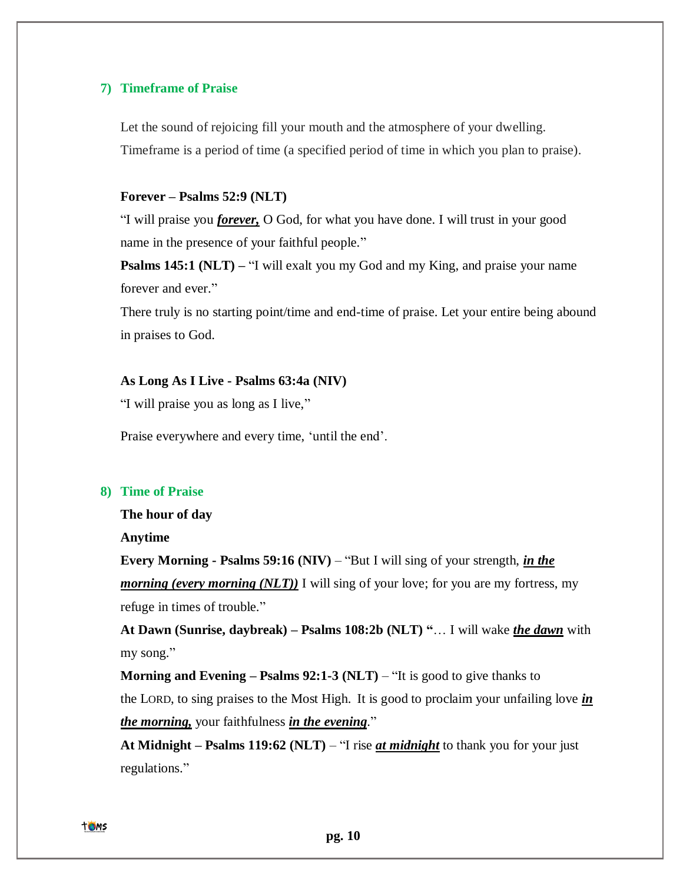## 7) Timeframe of Praise

Let the sound of rejoicing fill your mouth and the atmosphere of your dwelling. Timeframe is a period of time (a specified period of time in which you plan to praise).

**Forever – Psalms 52:9 (NLT)**

"I will praise you ***forever,*** O God, for what you have done. I will trust in your good name in the presence of your faithful people."

**Psalms 145:1 (NLT) –** "I will exalt you my God and my King, and praise your name forever and ever."

There truly is no starting point/time and end-time of praise. Let your entire being abound in praises to God.

**As Long As I Live - Psalms 63:4a (NIV)**

"I will praise you as long as I live,"

Praise everywhere and every time, 'until the end'.

## 8) Time of Praise

**The hour of day**

**Anytime**

**Every Morning - Psalms 59:16 (NIV)** – "But I will sing of your strength, ***in the morning (every morning (NLT))*** I will sing of your love; for you are my fortress, my refuge in times of trouble."

**At Dawn (Sunrise, daybreak) – Psalms 108:2b (NLT) "**… I will wake ***the dawn*** with my song."

**Morning and Evening – Psalms 92:1-3 (NLT)** – "It is good to give thanks to the LORD, to sing praises to the Most High. It is good to proclaim your unfailing love ***in the morning,*** your faithfulness ***in the evening***."

**At Midnight – Psalms 119:62 (NLT)** – "I rise ***at midnight*** to thank you for your just regulations."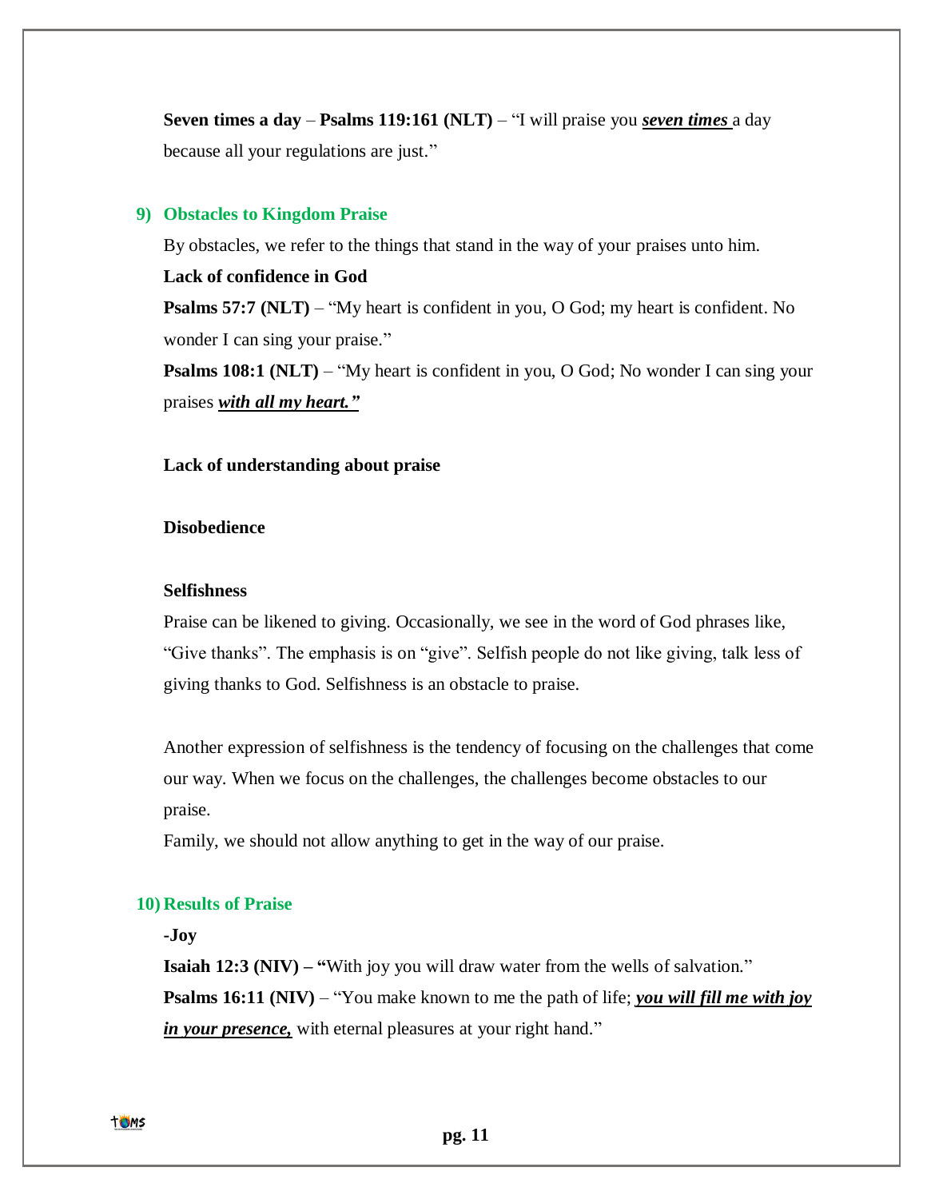**Seven times a day** – **Psalms 119:161 (NLT)** – "I will praise you ***seven times*** a day because all your regulations are just."

## 9) Obstacles to Kingdom Praise

By obstacles, we refer to the things that stand in the way of your praises unto him.

**Lack of confidence in God**

**Psalms 57:7 (NLT)** – "My heart is confident in you, O God; my heart is confident. No wonder I can sing your praise."

**Psalms 108:1 (NLT)** – "My heart is confident in you, O God; No wonder I can sing your praises ***with all my heart."***

**Lack of understanding about praise**

**Disobedience**

**Selfishness**

Praise can be likened to giving. Occasionally, we see in the word of God phrases like, "Give thanks". The emphasis is on "give". Selfish people do not like giving, talk less of giving thanks to God. Selfishness is an obstacle to praise.

Another expression of selfishness is the tendency of focusing on the challenges that come our way. When we focus on the challenges, the challenges become obstacles to our praise.

Family, we should not allow anything to get in the way of our praise.

## 10) Results of Praise

**-Joy**

**Isaiah 12:3 (NIV) – "**With joy you will draw water from the wells of salvation."

**Psalms 16:11 (NIV)** – "You make known to me the path of life; ***you will fill me with joy in your presence,*** with eternal pleasures at your right hand."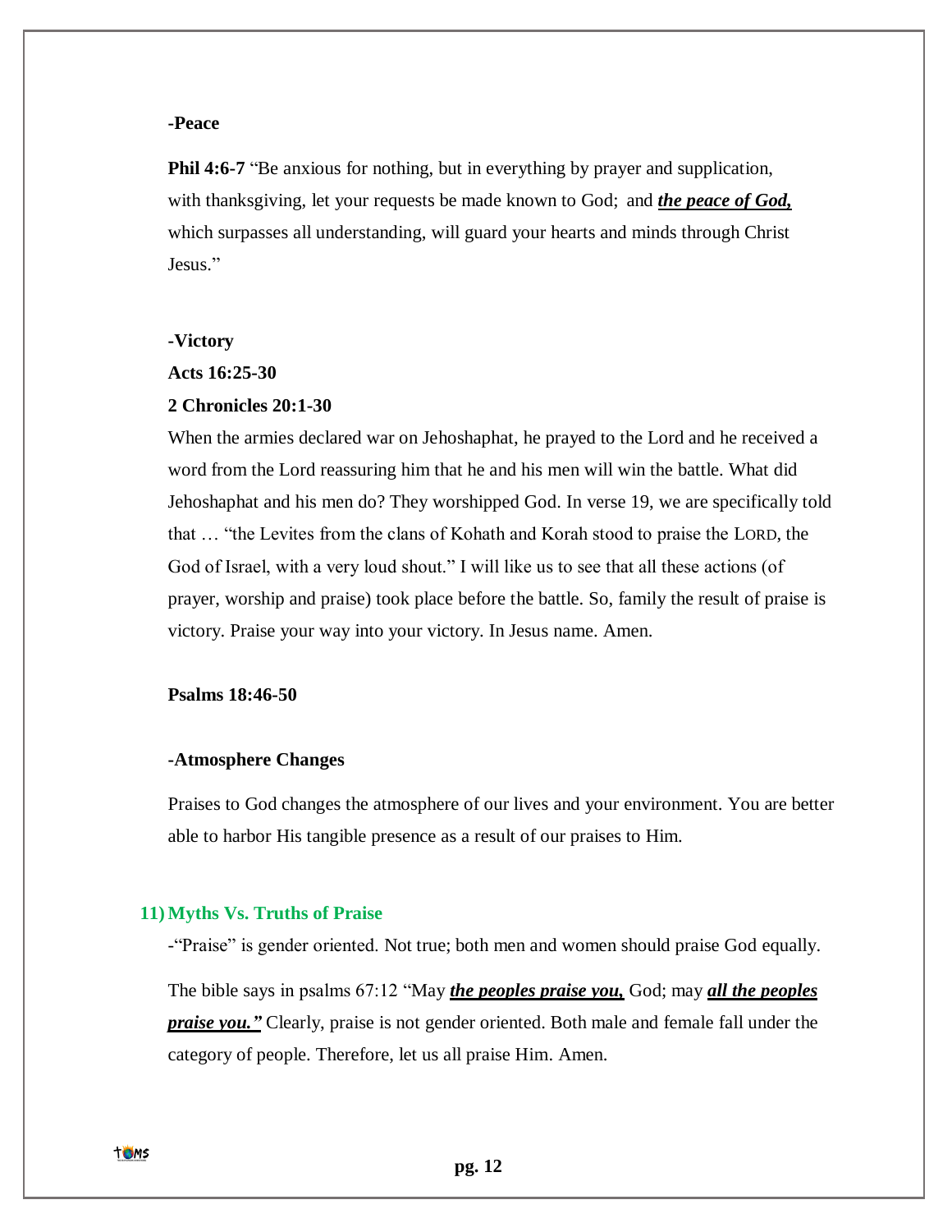**-Peace**

**Phil 4:6-7** "Be anxious for nothing, but in everything by prayer and supplication, with thanksgiving, let your requests be made known to God; and ***the peace of God,*** which surpasses all understanding, will guard your hearts and minds through Christ Jesus."

**-Victory**

**Acts 16:25-30**

**2 Chronicles 20:1-30**

When the armies declared war on Jehoshaphat, he prayed to the Lord and he received a word from the Lord reassuring him that he and his men will win the battle. What did Jehoshaphat and his men do? They worshipped God. In verse 19, we are specifically told that … "the Levites from the clans of Kohath and Korah stood to praise the LORD, the God of Israel, with a very loud shout." I will like us to see that all these actions (of prayer, worship and praise) took place before the battle. So, family the result of praise is victory. Praise your way into your victory. In Jesus name. Amen.

**Psalms 18:46-50**

**-Atmosphere Changes**

Praises to God changes the atmosphere of our lives and your environment. You are better able to harbor His tangible presence as a result of our praises to Him.

## 11) Myths Vs. Truths of Praise

-"Praise" is gender oriented. Not true; both men and women should praise God equally.

The bible says in psalms 67:12 "May ***the peoples praise you,*** God; may ***all the peoples praise you."*** Clearly, praise is not gender oriented. Both male and female fall under the category of people. Therefore, let us all praise Him. Amen.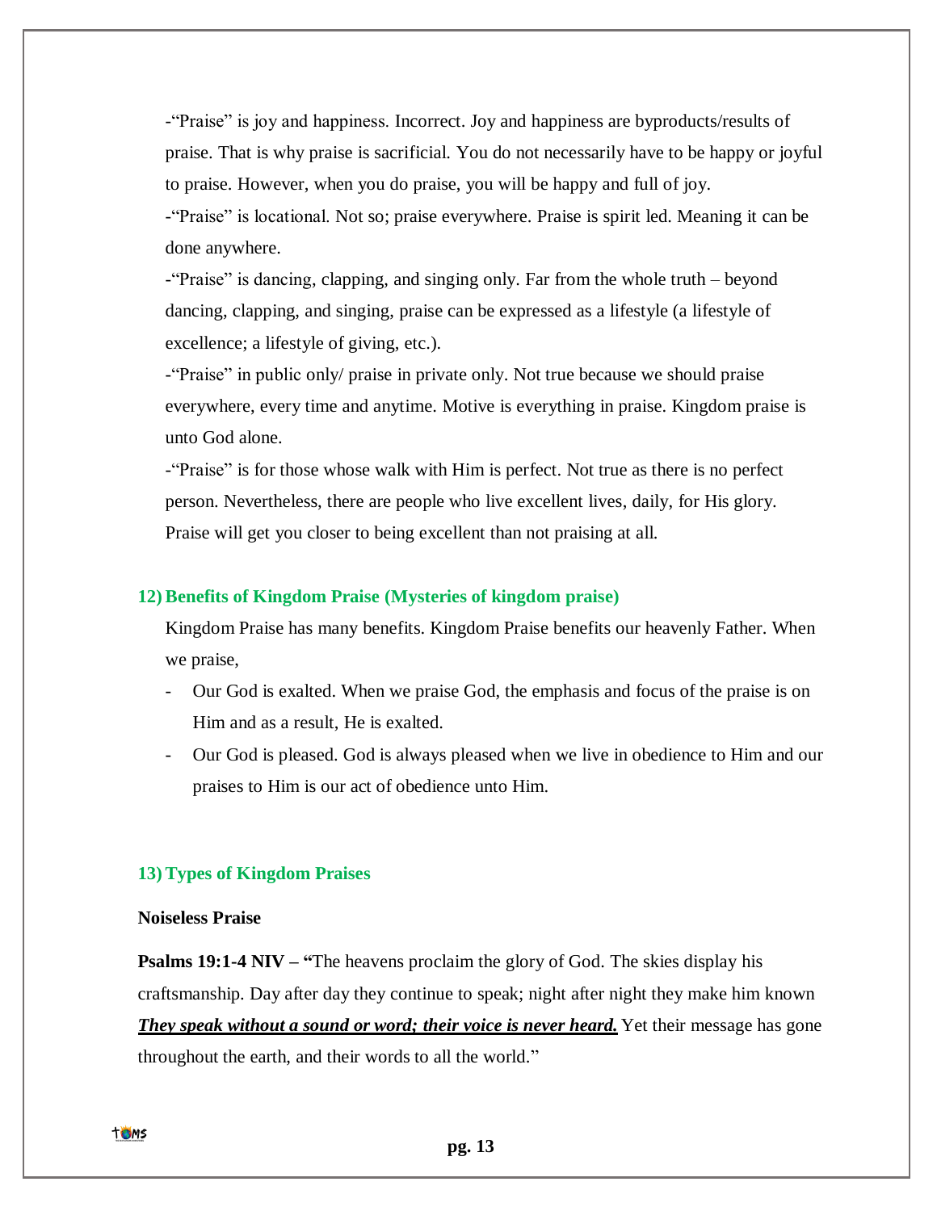-"Praise" is joy and happiness. Incorrect. Joy and happiness are byproducts/results of praise. That is why praise is sacrificial. You do not necessarily have to be happy or joyful to praise. However, when you do praise, you will be happy and full of joy.

-"Praise" is locational. Not so; praise everywhere. Praise is spirit led. Meaning it can be done anywhere.

-"Praise" is dancing, clapping, and singing only. Far from the whole truth – beyond dancing, clapping, and singing, praise can be expressed as a lifestyle (a lifestyle of excellence; a lifestyle of giving, etc.).

-"Praise" in public only/ praise in private only. Not true because we should praise everywhere, every time and anytime. Motive is everything in praise. Kingdom praise is unto God alone.

-"Praise" is for those whose walk with Him is perfect. Not true as there is no perfect person. Nevertheless, there are people who live excellent lives, daily, for His glory. Praise will get you closer to being excellent than not praising at all.

## 12) Benefits of Kingdom Praise (Mysteries of kingdom praise)

Kingdom Praise has many benefits. Kingdom Praise benefits our heavenly Father. When we praise,

- Our God is exalted. When we praise God, the emphasis and focus of the praise is on Him and as a result, He is exalted.
- Our God is pleased. God is always pleased when we live in obedience to Him and our praises to Him is our act of obedience unto Him.

## 13) Types of Kingdom Praises

**Noiseless Praise**

**Psalms 19:1-4 NIV – "**The heavens proclaim the glory of God. The skies display his craftsmanship. Day after day they continue to speak; night after night they make him known ***They speak without a sound or word; their voice is never heard.*** Yet their message has gone throughout the earth, and their words to all the world."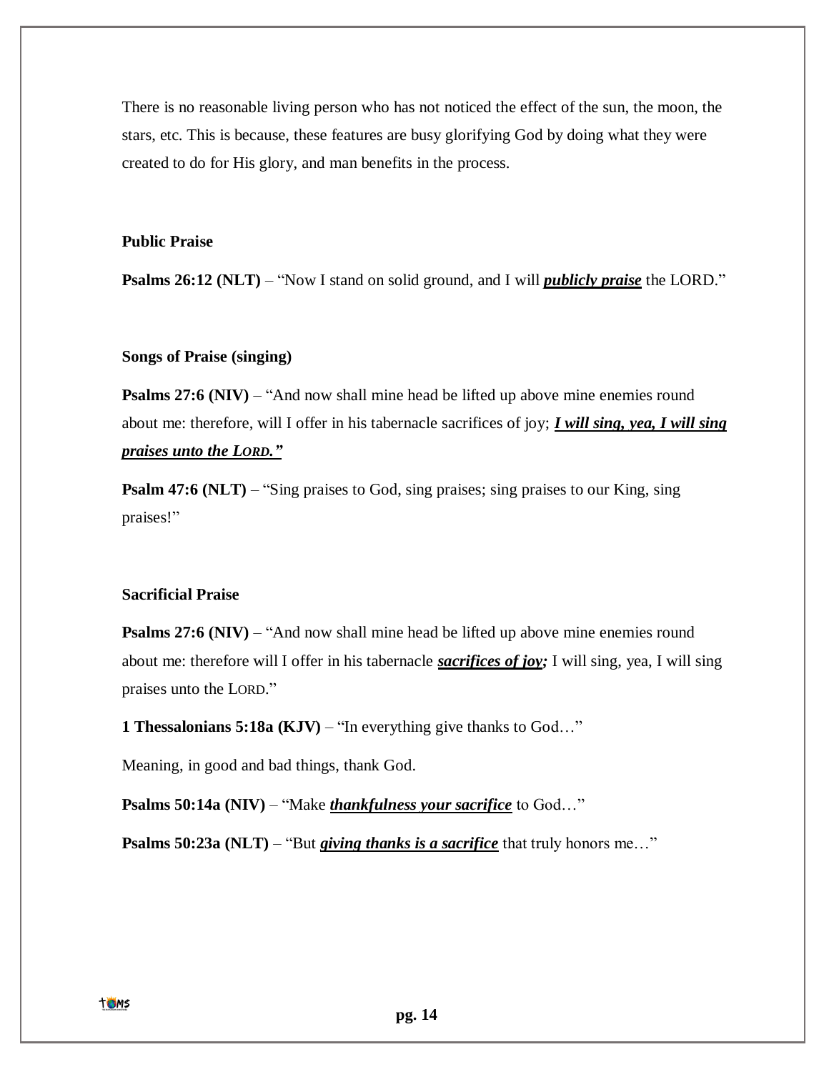There is no reasonable living person who has not noticed the effect of the sun, the moon, the stars, etc. This is because, these features are busy glorifying God by doing what they were created to do for His glory, and man benefits in the process.

### Public Praise

**Psalms 26:12 (NLT)** – "Now I stand on solid ground, and I will ***publicly praise*** the LORD."

### Songs of Praise (singing)

**Psalms 27:6 (NIV)** – "And now shall mine head be lifted up above mine enemies round about me: therefore, will I offer in his tabernacle sacrifices of joy; ***I will sing, yea, I will sing praises unto the LORD."***

**Psalm 47:6 (NLT)** – "Sing praises to God, sing praises; sing praises to our King, sing praises!"

### Sacrificial Praise

**Psalms 27:6 (NIV)** – "And now shall mine head be lifted up above mine enemies round about me: therefore will I offer in his tabernacle ***sacrifices of joy;*** I will sing, yea, I will sing praises unto the LORD."

**1 Thessalonians 5:18a (KJV)** – "In everything give thanks to God…"

Meaning, in good and bad things, thank God.

**Psalms 50:14a (NIV)** – "Make ***thankfulness your sacrifice*** to God…"

**Psalms 50:23a (NLT)** – "But ***giving thanks is a sacrifice*** that truly honors me…"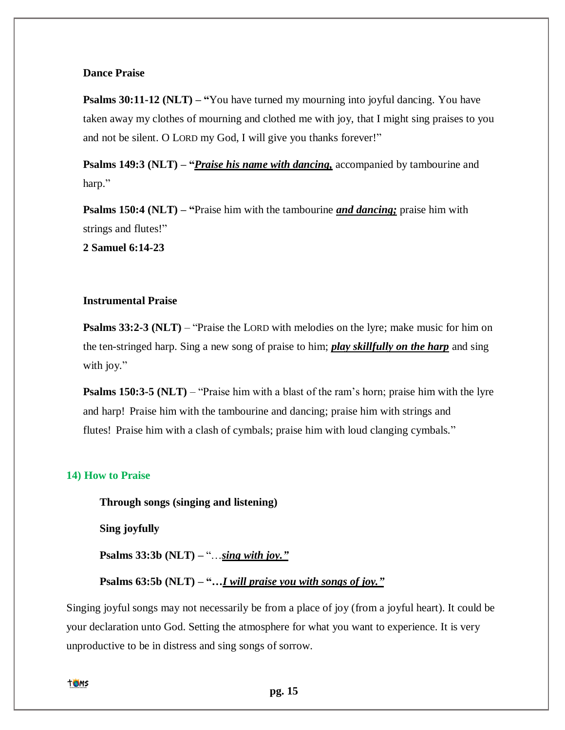**Dance Praise**

**Psalms 30:11-12 (NLT) – "**You have turned my mourning into joyful dancing. You have taken away my clothes of mourning and clothed me with joy, that I might sing praises to you and not be silent. O LORD my God, I will give you thanks forever!"

**Psalms 149:3 (NLT) – "*Praise his name with dancing,*** accompanied by tambourine and harp."

**Psalms 150:4 (NLT) – "**Praise him with the tambourine ***and dancing;*** praise him with strings and flutes!"

**2 Samuel 6:14-23**

**Instrumental Praise**

**Psalms 33:2-3 (NLT)** – "Praise the LORD with melodies on the lyre; make music for him on the ten-stringed harp. Sing a new song of praise to him; ***play skillfully on the harp*** and sing with joy."

**Psalms 150:3-5 (NLT)** – "Praise him with a blast of the ram's horn; praise him with the lyre and harp! Praise him with the tambourine and dancing; praise him with strings and flutes! Praise him with a clash of cymbals; praise him with loud clanging cymbals."

## 14) How to Praise

**Through songs (singing and listening)**

**Sing joyfully**

**Psalms 33:3b (NLT) –** "…***sing with joy."***

**Psalms 63:5b (NLT) – "…*I will praise you with songs of joy."***

Singing joyful songs may not necessarily be from a place of joy (from a joyful heart). It could be your declaration unto God. Setting the atmosphere for what you want to experience. It is very unproductive to be in distress and sing songs of sorrow.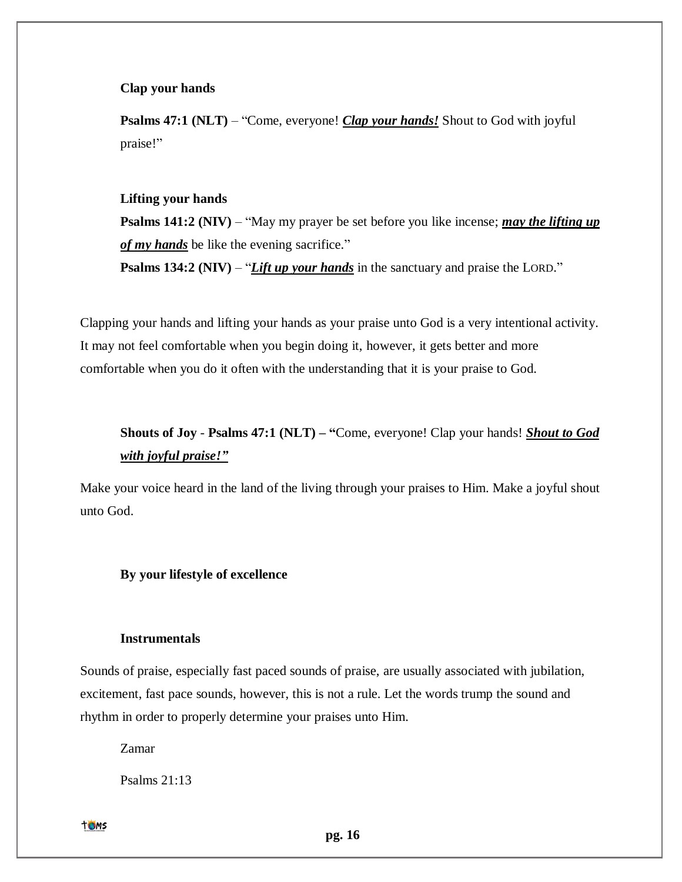**Clap your hands**

**Psalms 47:1 (NLT)** – "Come, everyone! ***Clap your hands!*** Shout to God with joyful praise!"

**Lifting your hands**

**Psalms 141:2 (NIV)** – "May my prayer be set before you like incense; ***may the lifting up of my hands*** be like the evening sacrifice."

**Psalms 134:2 (NIV)** – "***Lift up your hands*** in the sanctuary and praise the LORD."

Clapping your hands and lifting your hands as your praise unto God is a very intentional activity. It may not feel comfortable when you begin doing it, however, it gets better and more comfortable when you do it often with the understanding that it is your praise to God.

**Shouts of Joy** - **Psalms 47:1 (NLT) – "**Come, everyone! Clap your hands! ***Shout to God with joyful praise!"***

Make your voice heard in the land of the living through your praises to Him. Make a joyful shout unto God.

**By your lifestyle of excellence**

**Instrumentals**

Sounds of praise, especially fast paced sounds of praise, are usually associated with jubilation, excitement, fast pace sounds, however, this is not a rule. Let the words trump the sound and rhythm in order to properly determine your praises unto Him.

Zamar

Psalms 21:13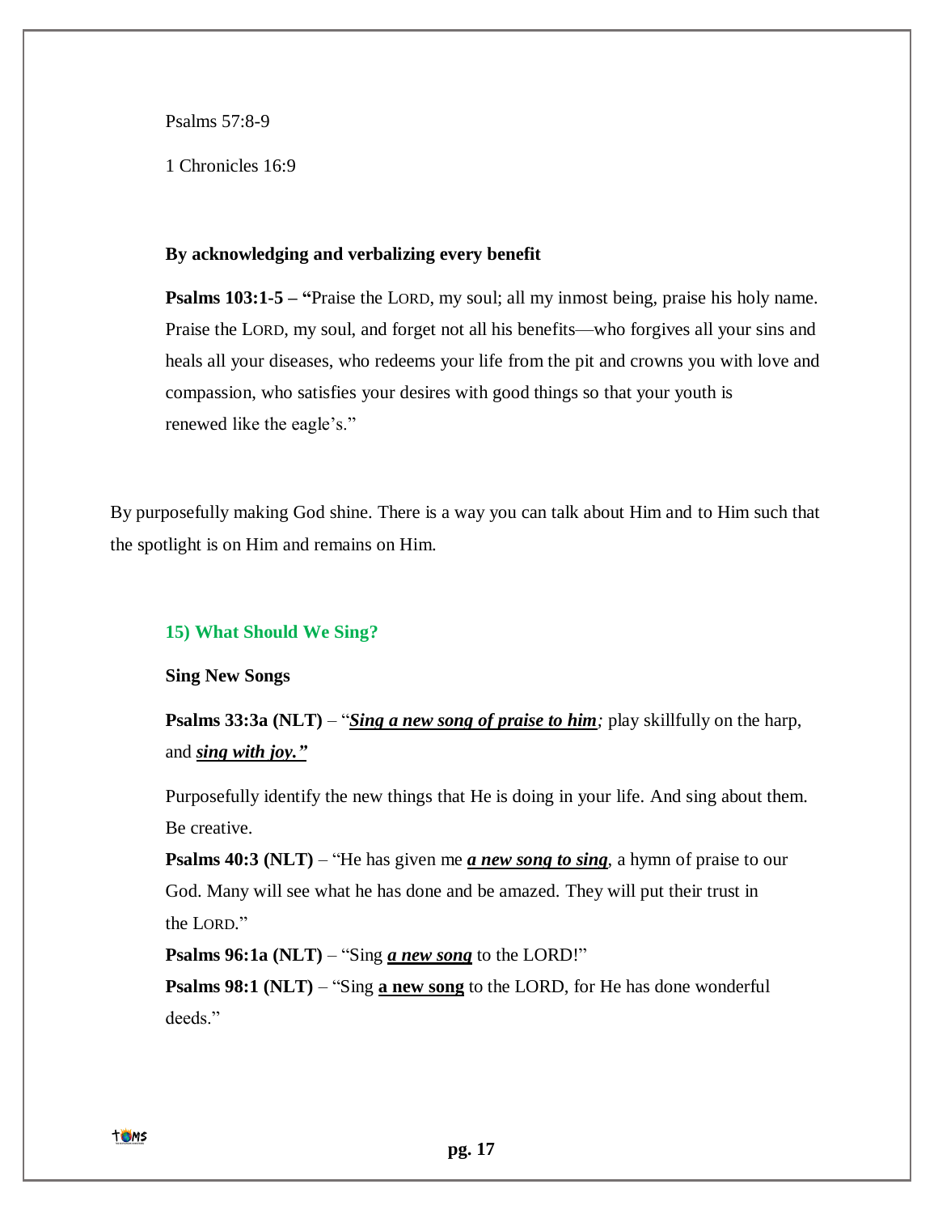Psalms 57:8-9

1 Chronicles 16:9

**By acknowledging and verbalizing every benefit**

**Psalms 103:1-5 – "**Praise the LORD, my soul; all my inmost being, praise his holy name. Praise the LORD, my soul, and forget not all his benefits—who forgives all your sins and heals all your diseases, who redeems your life from the pit and crowns you with love and compassion, who satisfies your desires with good things so that your youth is renewed like the eagle's."

By purposefully making God shine. There is a way you can talk about Him and to Him such that the spotlight is on Him and remains on Him.

### 15) What Should We Sing?

**Sing New Songs**

**Psalms 33:3a (NLT)** – "***Sing a new song of praise to him****;* play skillfully on the harp, and ***sing with joy."***

Purposefully identify the new things that He is doing in your life. And sing about them. Be creative.

**Psalms 40:3 (NLT)** – "He has given me ***a new song to sing***, a hymn of praise to our God. Many will see what he has done and be amazed. They will put their trust in the LORD."

**Psalms 96:1a (NLT)** – "Sing ***a new song*** to the LORD!"

**Psalms 98:1 (NLT)** – "Sing **a new song** to the LORD, for He has done wonderful deeds."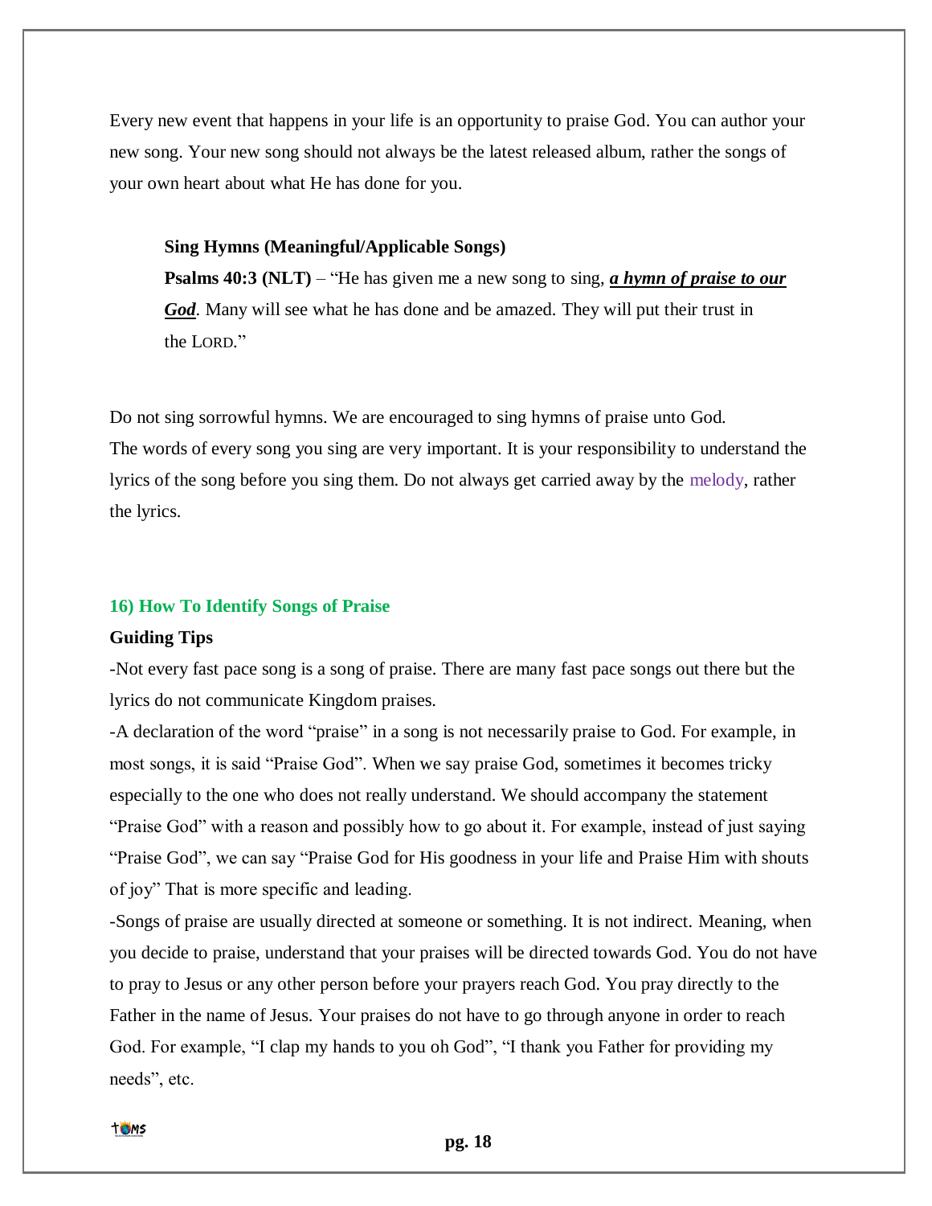Every new event that happens in your life is an opportunity to praise God. You can author your new song. Your new song should not always be the latest released album, rather the songs of your own heart about what He has done for you.

**Sing Hymns (Meaningful/Applicable Songs)**

**Psalms 40:3 (NLT)** – "He has given me a new song to sing, ***a hymn of praise to our God***. Many will see what he has done and be amazed. They will put their trust in the LORD."

Do not sing sorrowful hymns. We are encouraged to sing hymns of praise unto God.
The words of every song you sing are very important. It is your responsibility to understand the lyrics of the song before you sing them. Do not always get carried away by the melody, rather the lyrics.

## 16) How To Identify Songs of Praise

**Guiding Tips**

-Not every fast pace song is a song of praise. There are many fast pace songs out there but the lyrics do not communicate Kingdom praises.

-A declaration of the word "praise" in a song is not necessarily praise to God. For example, in most songs, it is said "Praise God". When we say praise God, sometimes it becomes tricky especially to the one who does not really understand. We should accompany the statement "Praise God" with a reason and possibly how to go about it. For example, instead of just saying "Praise God", we can say "Praise God for His goodness in your life and Praise Him with shouts of joy" That is more specific and leading.

-Songs of praise are usually directed at someone or something. It is not indirect. Meaning, when you decide to praise, understand that your praises will be directed towards God. You do not have to pray to Jesus or any other person before your prayers reach God. You pray directly to the Father in the name of Jesus. Your praises do not have to go through anyone in order to reach God. For example, "I clap my hands to you oh God", "I thank you Father for providing my needs", etc.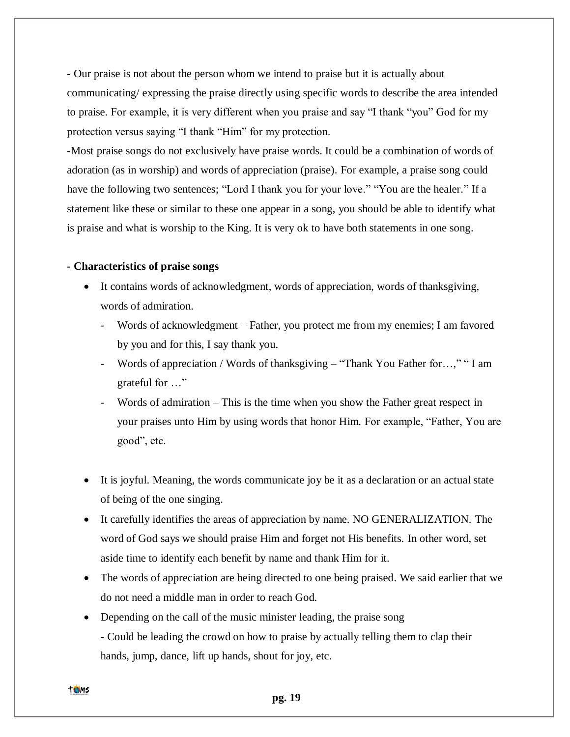- Our praise is not about the person whom we intend to praise but it is actually about communicating/ expressing the praise directly using specific words to describe the area intended to praise. For example, it is very different when you praise and say "I thank "you" God for my protection versus saying "I thank "Him" for my protection.

-Most praise songs do not exclusively have praise words. It could be a combination of words of adoration (as in worship) and words of appreciation (praise). For example, a praise song could have the following two sentences; "Lord I thank you for your love." "You are the healer." If a statement like these or similar to these one appear in a song, you should be able to identify what is praise and what is worship to the King. It is very ok to have both statements in one song.

**- Characteristics of praise songs**

- It contains words of acknowledgment, words of appreciation, words of thanksgiving, words of admiration.
  - Words of acknowledgment – Father, you protect me from my enemies; I am favored by you and for this, I say thank you.
  - Words of appreciation / Words of thanksgiving – "Thank You Father for…," " I am grateful for …"
  - Words of admiration – This is the time when you show the Father great respect in your praises unto Him by using words that honor Him. For example, "Father, You are good", etc.

- It is joyful. Meaning, the words communicate joy be it as a declaration or an actual state of being of the one singing.
- It carefully identifies the areas of appreciation by name. NO GENERALIZATION. The word of God says we should praise Him and forget not His benefits. In other word, set aside time to identify each benefit by name and thank Him for it.
- The words of appreciation are being directed to one being praised. We said earlier that we do not need a middle man in order to reach God.
- Depending on the call of the music minister leading, the praise song
  - Could be leading the crowd on how to praise by actually telling them to clap their hands, jump, dance, lift up hands, shout for joy, etc.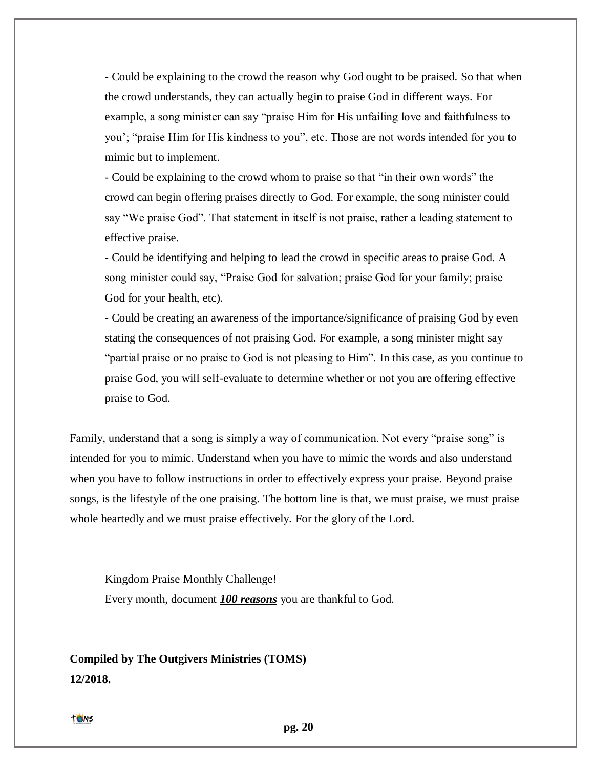- Could be explaining to the crowd the reason why God ought to be praised. So that when the crowd understands, they can actually begin to praise God in different ways. For example, a song minister can say "praise Him for His unfailing love and faithfulness to you'; "praise Him for His kindness to you", etc. Those are not words intended for you to mimic but to implement.

- Could be explaining to the crowd whom to praise so that "in their own words" the crowd can begin offering praises directly to God. For example, the song minister could say "We praise God". That statement in itself is not praise, rather a leading statement to effective praise.

- Could be identifying and helping to lead the crowd in specific areas to praise God. A song minister could say, "Praise God for salvation; praise God for your family; praise God for your health, etc).

- Could be creating an awareness of the importance/significance of praising God by even stating the consequences of not praising God. For example, a song minister might say "partial praise or no praise to God is not pleasing to Him". In this case, as you continue to praise God, you will self-evaluate to determine whether or not you are offering effective praise to God.

Family, understand that a song is simply a way of communication. Not every "praise song" is intended for you to mimic. Understand when you have to mimic the words and also understand when you have to follow instructions in order to effectively express your praise. Beyond praise songs, is the lifestyle of the one praising. The bottom line is that, we must praise, we must praise whole heartedly and we must praise effectively. For the glory of the Lord.

Kingdom Praise Monthly Challenge!
Every month, document ***100 reasons*** you are thankful to God.

**Compiled by The Outgivers Ministries (TOMS)**
**12/2018.**